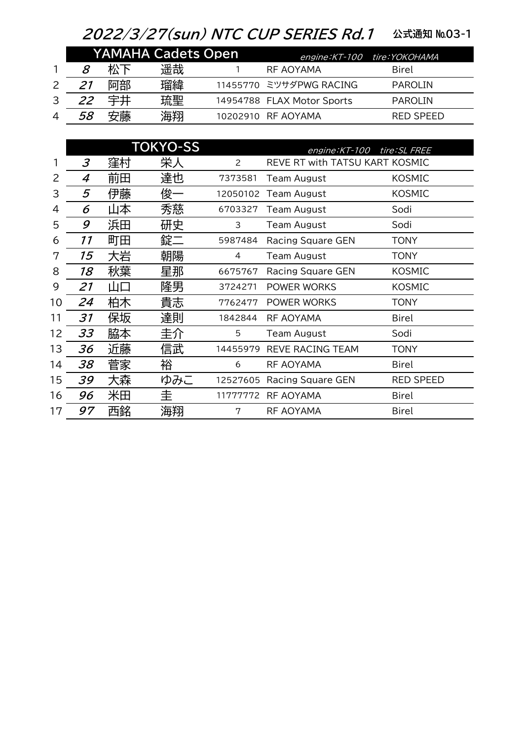# 2022/3/27(sun) NTC CUP SERIES Rd.1

公式通知 №03-1

## YAMAHA Cadets Open

engine:KT-100　tire:YOKOHAMA

| | No. | 姓 | 名 | | Team | Chassis |
|---|---|---|---|---|---|---|
| 1 | 8 | 松下 | 遥哉 | 1 | RF AOYAMA | Birel |
| 2 | 21 | 阿部 | 瑠緯 | 11455770 | ミツサダPWG RACING | PAROLIN |
| 3 | 22 | 宇井 | 琉聖 | 14954788 | FLAX Motor Sports | PAROLIN |
| 4 | 58 | 安藤 | 海翔 | 10202910 | RF AOYAMA | RED SPEED |

## TOKYO-SS

engine:KT-100　tire:SL FREE

| | No. | 姓 | 名 | | Team | Chassis |
|---|---|---|---|---|---|---|
| 1 | 3 | 窪村 | 栄人 | 2 | REVE RT with TATSU KART | KOSMIC |
| 2 | 4 | 前田 | 達也 | 7373581 | Team August | KOSMIC |
| 3 | 5 | 伊藤 | 俊一 | 12050102 | Team August | KOSMIC |
| 4 | 6 | 山本 | 秀慈 | 6703327 | Team August | Sodi |
| 5 | 9 | 浜田 | 研史 | 3 | Team August | Sodi |
| 6 | 11 | 町田 | 錠二 | 5987484 | Racing Square GEN | TONY |
| 7 | 15 | 大岩 | 朝陽 | 4 | Team August | TONY |
| 8 | 18 | 秋葉 | 星那 | 6675767 | Racing Square GEN | KOSMIC |
| 9 | 21 | 山口 | 隆男 | 3724271 | POWER WORKS | KOSMIC |
| 10 | 24 | 柏木 | 貴志 | 7762477 | POWER WORKS | TONY |
| 11 | 31 | 保坂 | 達則 | 1842844 | RF AOYAMA | Birel |
| 12 | 33 | 脇本 | 圭介 | 5 | Team August | Sodi |
| 13 | 36 | 近藤 | 信武 | 14455979 | REVE RACING TEAM | TONY |
| 14 | 38 | 菅家 | 裕 | 6 | RF AOYAMA | Birel |
| 15 | 39 | 大森 | ゆみこ | 12527605 | Racing Square GEN | RED SPEED |
| 16 | 96 | 米田 | 圭 | 11777772 | RF AOYAMA | Birel |
| 17 | 97 | 西銘 | 海翔 | 7 | RF AOYAMA | Birel |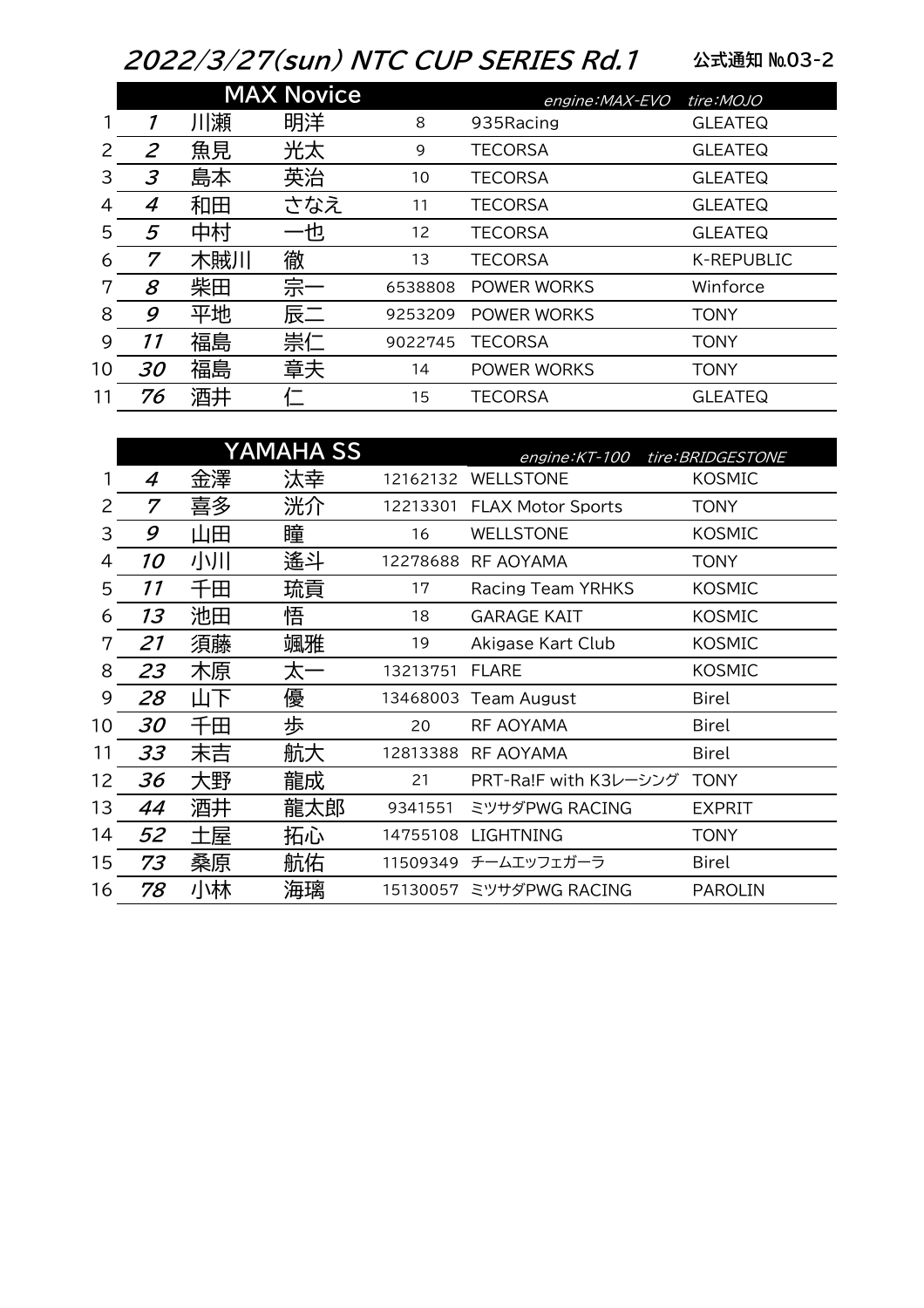# 2022/3/27(sun) NTC CUP SERIES Rd.1

公式通知 №03-2

## MAX Novice

engine:MAX-EVO　tire:MOJO

| | No. | 姓 | 名 | | チーム | シャーシ |
|---|---|---|---|---|---|---|
| 1 | 1 | 川瀬 | 明洋 | 8 | 935Racing | GLEATEQ |
| 2 | 2 | 魚見 | 光太 | 9 | TECORSA | GLEATEQ |
| 3 | 3 | 島本 | 英治 | 10 | TECORSA | GLEATEQ |
| 4 | 4 | 和田 | さなえ | 11 | TECORSA | GLEATEQ |
| 5 | 5 | 中村 | 一也 | 12 | TECORSA | GLEATEQ |
| 6 | 7 | 木賊川 | 徹 | 13 | TECORSA | K-REPUBLIC |
| 7 | 8 | 柴田 | 宗一 | 6538808 | POWER WORKS | Winforce |
| 8 | 9 | 平地 | 辰二 | 9253209 | POWER WORKS | TONY |
| 9 | 11 | 福島 | 崇仁 | 9022745 | TECORSA | TONY |
| 10 | 30 | 福島 | 章夫 | 14 | POWER WORKS | TONY |
| 11 | 76 | 酒井 | 仁 | 15 | TECORSA | GLEATEQ |

## YAMAHA SS

engine:KT-100　tire:BRIDGESTONE

| | No. | 姓 | 名 | | チーム | シャーシ |
|---|---|---|---|---|---|---|
| 1 | 4 | 金澤 | 汰幸 | 12162132 | WELLSTONE | KOSMIC |
| 2 | 7 | 喜多 | 洸介 | 12213301 | FLAX Motor Sports | TONY |
| 3 | 9 | 山田 | 瞳 | 16 | WELLSTONE | KOSMIC |
| 4 | 10 | 小川 | 遙斗 | 12278688 | RF AOYAMA | TONY |
| 5 | 11 | 千田 | 琉貢 | 17 | Racing Team YRHKS | KOSMIC |
| 6 | 13 | 池田 | 悟 | 18 | GARAGE KAIT | KOSMIC |
| 7 | 21 | 須藤 | 颯雅 | 19 | Akigase Kart Club | KOSMIC |
| 8 | 23 | 木原 | 太一 | 13213751 | FLARE | KOSMIC |
| 9 | 28 | 山下 | 優 | 13468003 | Team August | Birel |
| 10 | 30 | 千田 | 歩 | 20 | RF AOYAMA | Birel |
| 11 | 33 | 末吉 | 航大 | 12813388 | RF AOYAMA | Birel |
| 12 | 36 | 大野 | 龍成 | 21 | PRT-Ra!F with K3レーシング | TONY |
| 13 | 44 | 酒井 | 龍太郎 | 9341551 | ミツサダPWG RACING | EXPRIT |
| 14 | 52 | 土屋 | 拓心 | 14755108 | LIGHTNING | TONY |
| 15 | 73 | 桑原 | 航佑 | 11509349 | チームエッフェガーラ | Birel |
| 16 | 78 | 小林 | 海璃 | 15130057 | ミツサダPWG RACING | PAROLIN |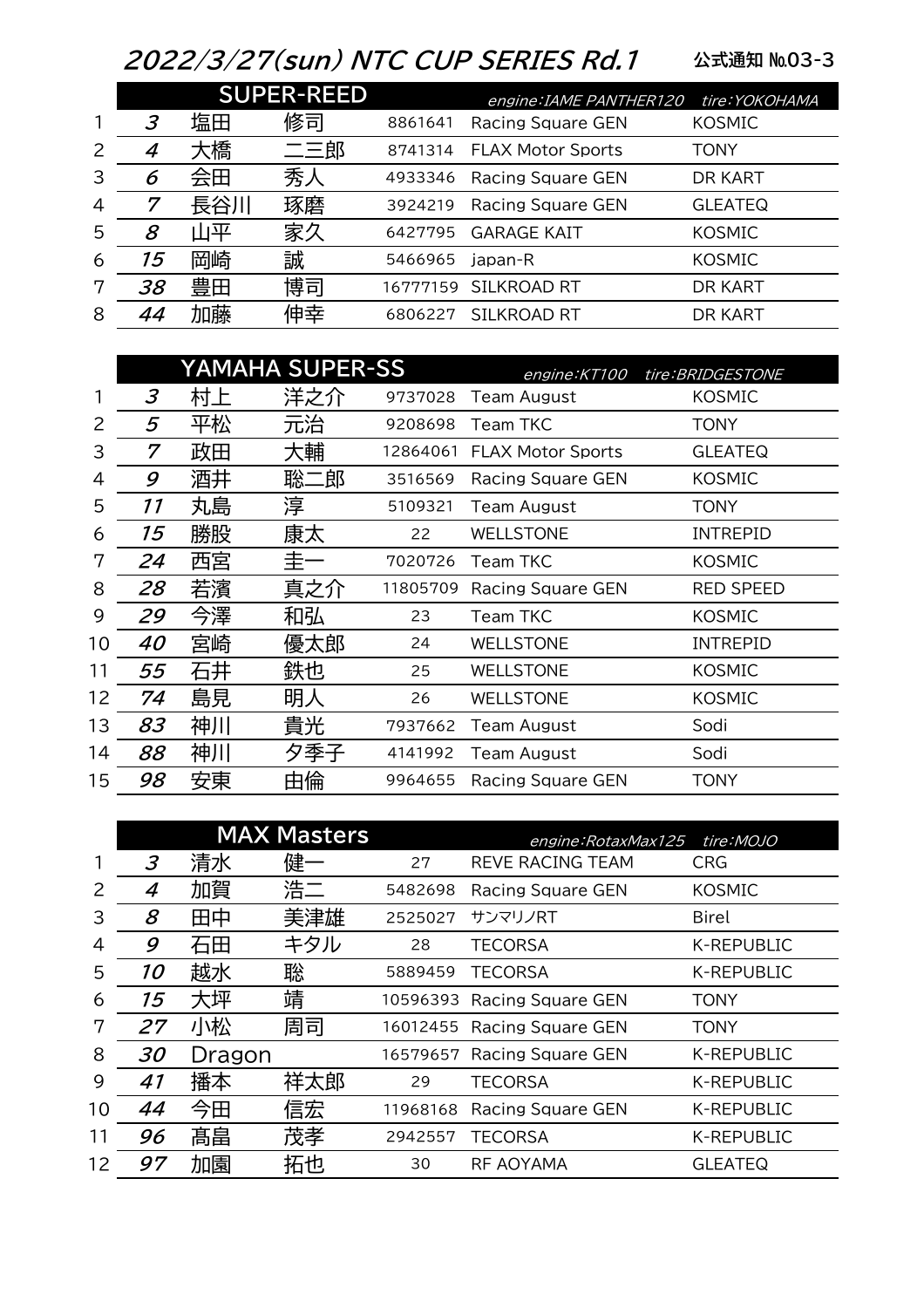# 2022/3/27(sun) NTC CUP SERIES Rd.1

公式通知 №03-3

## SUPER-REED

engine:IAME PANTHER120　tire:YOKOHAMA

| | | | | | | |
|---|---|---|---|---|---|---|
| 1 | 3 | 塩田 | 修司 | 8861641 | Racing Square GEN | KOSMIC |
| 2 | 4 | 大橋 | 二三郎 | 8741314 | FLAX Motor Sports | TONY |
| 3 | 6 | 会田 | 秀人 | 4933346 | Racing Square GEN | DR KART |
| 4 | 7 | 長谷川 | 琢磨 | 3924219 | Racing Square GEN | GLEATEQ |
| 5 | 8 | 山平 | 家久 | 6427795 | GARAGE KAIT | KOSMIC |
| 6 | 15 | 岡崎 | 誠 | 5466965 | japan-R | KOSMIC |
| 7 | 38 | 豊田 | 博司 | 16777159 | SILKROAD RT | DR KART |
| 8 | 44 | 加藤 | 伸幸 | 6806227 | SILKROAD RT | DR KART |

## YAMAHA SUPER-SS

engine:KT100　tire:BRIDGESTONE

| | | | | | | |
|---|---|---|---|---|---|---|
| 1 | 3 | 村上 | 洋之介 | 9737028 | Team August | KOSMIC |
| 2 | 5 | 平松 | 元治 | 9208698 | Team TKC | TONY |
| 3 | 7 | 政田 | 大輔 | 12864061 | FLAX Motor Sports | GLEATEQ |
| 4 | 9 | 酒井 | 聡二郎 | 3516569 | Racing Square GEN | KOSMIC |
| 5 | 11 | 丸島 | 淳 | 5109321 | Team August | TONY |
| 6 | 15 | 勝股 | 康太 | 22 | WELLSTONE | INTREPID |
| 7 | 24 | 西宮 | 圭一 | 7020726 | Team TKC | KOSMIC |
| 8 | 28 | 若濱 | 真之介 | 11805709 | Racing Square GEN | RED SPEED |
| 9 | 29 | 今澤 | 和弘 | 23 | Team TKC | KOSMIC |
| 10 | 40 | 宮崎 | 優太郎 | 24 | WELLSTONE | INTREPID |
| 11 | 55 | 石井 | 鉄也 | 25 | WELLSTONE | KOSMIC |
| 12 | 74 | 島見 | 明人 | 26 | WELLSTONE | KOSMIC |
| 13 | 83 | 神川 | 貴光 | 7937662 | Team August | Sodi |
| 14 | 88 | 神川 | 夕季子 | 4141992 | Team August | Sodi |
| 15 | 98 | 安東 | 由倫 | 9964655 | Racing Square GEN | TONY |

## MAX Masters

engine:RotaxMax125　tire:MOJO

| | | | | | | |
|---|---|---|---|---|---|---|
| 1 | 3 | 清水 | 健一 | 27 | REVE RACING TEAM | CRG |
| 2 | 4 | 加賀 | 浩二 | 5482698 | Racing Square GEN | KOSMIC |
| 3 | 8 | 田中 | 美津雄 | 2525027 | サンマリノRT | Birel |
| 4 | 9 | 石田 | キタル | 28 | TECORSA | K-REPUBLIC |
| 5 | 10 | 越水 | 聡 | 5889459 | TECORSA | K-REPUBLIC |
| 6 | 15 | 大坪 | 靖 | 10596393 | Racing Square GEN | TONY |
| 7 | 27 | 小松 | 周司 | 16012455 | Racing Square GEN | TONY |
| 8 | 30 | Dragon | | 16579657 | Racing Square GEN | K-REPUBLIC |
| 9 | 41 | 播本 | 祥太郎 | 29 | TECORSA | K-REPUBLIC |
| 10 | 44 | 今田 | 信宏 | 11968168 | Racing Square GEN | K-REPUBLIC |
| 11 | 96 | 髙畠 | 茂孝 | 2942557 | TECORSA | K-REPUBLIC |
| 12 | 97 | 加園 | 拓也 | 30 | RF AOYAMA | GLEATEQ |